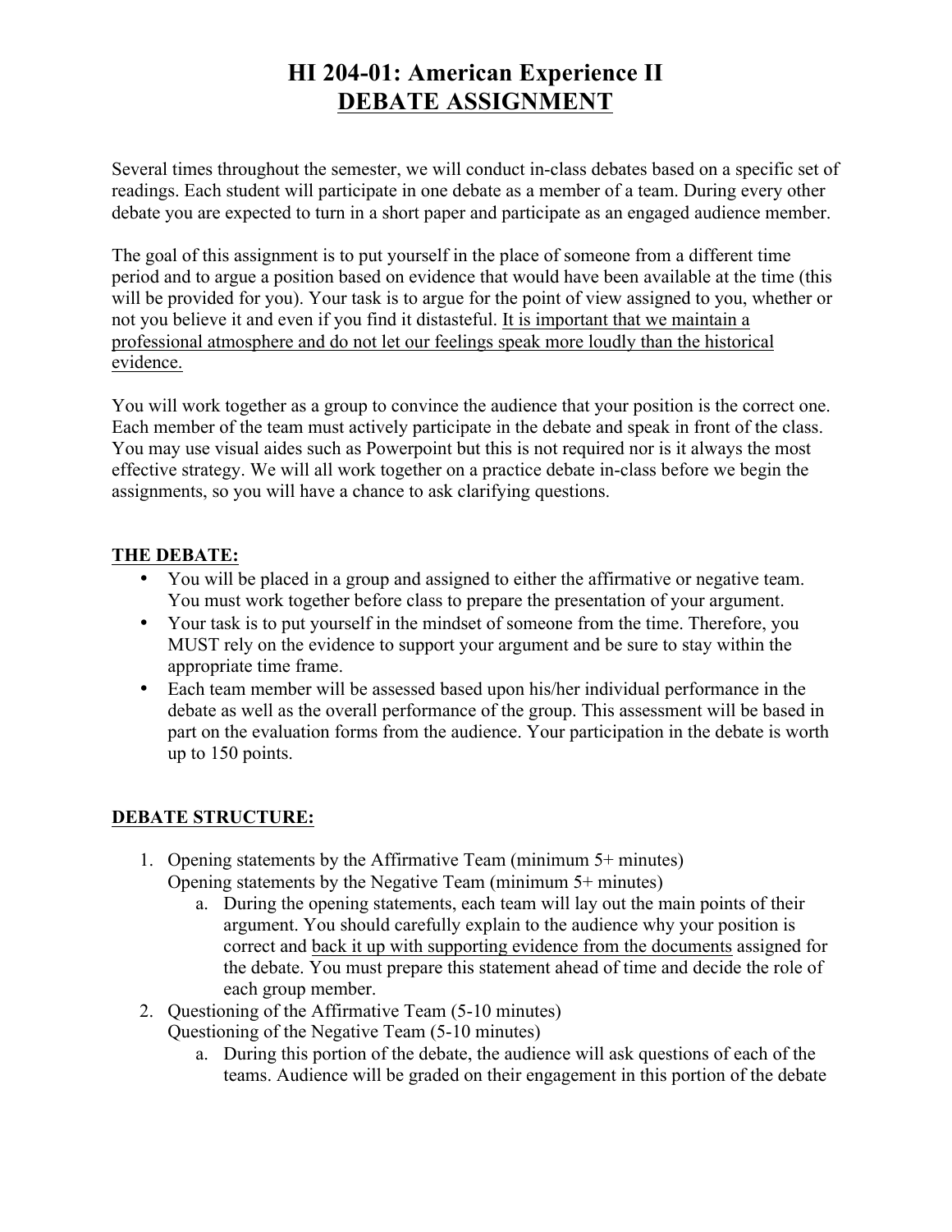# HI 204-01: American Experience II
## DEBATE ASSIGNMENT

Several times throughout the semester, we will conduct in-class debates based on a specific set of readings. Each student will participate in one debate as a member of a team. During every other debate you are expected to turn in a short paper and participate as an engaged audience member.

The goal of this assignment is to put yourself in the place of someone from a different time period and to argue a position based on evidence that would have been available at the time (this will be provided for you). Your task is to argue for the point of view assigned to you, whether or not you believe it and even if you find it distasteful. <u>It is important that we maintain a professional atmosphere and do not let our feelings speak more loudly than the historical evidence.</u>

You will work together as a group to convince the audience that your position is the correct one. Each member of the team must actively participate in the debate and speak in front of the class. You may use visual aides such as Powerpoint but this is not required nor is it always the most effective strategy. We will all work together on a practice debate in-class before we begin the assignments, so you will have a chance to ask clarifying questions.

### THE DEBATE:

- You will be placed in a group and assigned to either the affirmative or negative team. You must work together before class to prepare the presentation of your argument.
- Your task is to put yourself in the mindset of someone from the time. Therefore, you MUST rely on the evidence to support your argument and be sure to stay within the appropriate time frame.
- Each team member will be assessed based upon his/her individual performance in the debate as well as the overall performance of the group. This assessment will be based in part on the evaluation forms from the audience. Your participation in the debate is worth up to 150 points.

### DEBATE STRUCTURE:

1. Opening statements by the Affirmative Team (minimum 5+ minutes)
   Opening statements by the Negative Team (minimum 5+ minutes)
   a. During the opening statements, each team will lay out the main points of their argument. You should carefully explain to the audience why your position is correct and <u>back it up with supporting evidence from the documents</u> assigned for the debate. You must prepare this statement ahead of time and decide the role of each group member.
2. Questioning of the Affirmative Team (5-10 minutes)
   Questioning of the Negative Team (5-10 minutes)
   a. During this portion of the debate, the audience will ask questions of each of the teams. Audience will be graded on their engagement in this portion of the debate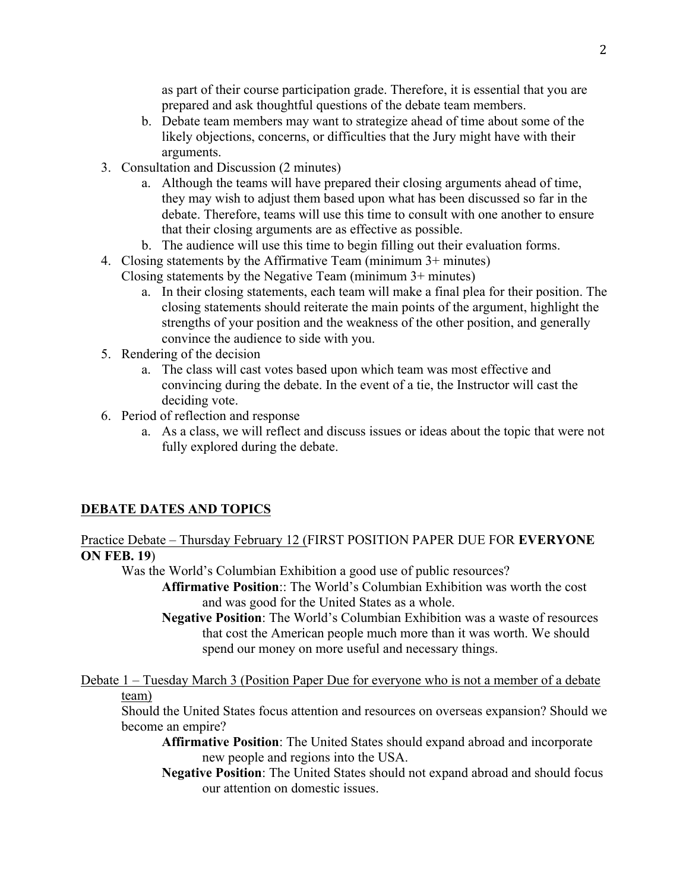as part of their course participation grade. Therefore, it is essential that you are prepared and ask thoughtful questions of the debate team members.

   b. Debate team members may want to strategize ahead of time about some of the likely objections, concerns, or difficulties that the Jury might have with their arguments.

3. Consultation and Discussion (2 minutes)
   a. Although the teams will have prepared their closing arguments ahead of time, they may wish to adjust them based upon what has been discussed so far in the debate. Therefore, teams will use this time to consult with one another to ensure that their closing arguments are as effective as possible.
   b. The audience will use this time to begin filling out their evaluation forms.
4. Closing statements by the Affirmative Team (minimum 3+ minutes)
   Closing statements by the Negative Team (minimum 3+ minutes)
   a. In their closing statements, each team will make a final plea for their position. The closing statements should reiterate the main points of the argument, highlight the strengths of your position and the weakness of the other position, and generally convince the audience to side with you.
5. Rendering of the decision
   a. The class will cast votes based upon which team was most effective and convincing during the debate. In the event of a tie, the Instructor will cast the deciding vote.
6. Period of reflection and response
   a. As a class, we will reflect and discuss issues or ideas about the topic that were not fully explored during the debate.

## DEBATE DATES AND TOPICS

Practice Debate – Thursday February 12 (FIRST POSITION PAPER DUE FOR **EVERYONE ON FEB. 19**)

Was the World's Columbian Exhibition a good use of public resources?

**Affirmative Position**:: The World's Columbian Exhibition was worth the cost and was good for the United States as a whole.

**Negative Position**: The World's Columbian Exhibition was a waste of resources that cost the American people much more than it was worth. We should spend our money on more useful and necessary things.

Debate 1 – Tuesday March 3 (Position Paper Due for everyone who is not a member of a debate team)

Should the United States focus attention and resources on overseas expansion? Should we become an empire?

**Affirmative Position**: The United States should expand abroad and incorporate new people and regions into the USA.

**Negative Position**: The United States should not expand abroad and should focus our attention on domestic issues.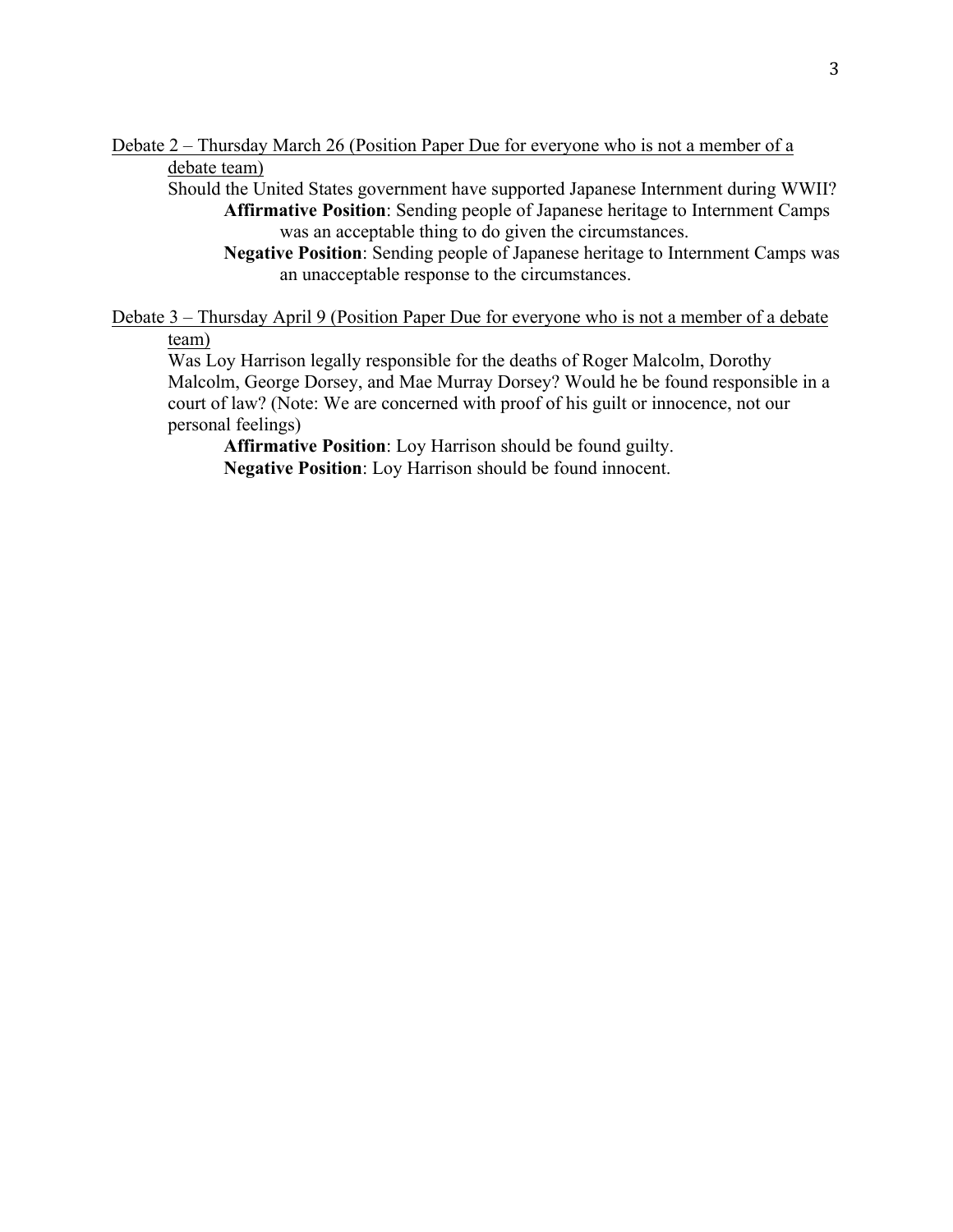<u>Debate 2 – Thursday March 26 (Position Paper Due for everyone who is not a member of a debate team)</u>

Should the United States government have supported Japanese Internment during WWII?

**Affirmative Position**: Sending people of Japanese heritage to Internment Camps was an acceptable thing to do given the circumstances.

**Negative Position**: Sending people of Japanese heritage to Internment Camps was an unacceptable response to the circumstances.

<u>Debate 3 – Thursday April 9 (Position Paper Due for everyone who is not a member of a debate team)</u>

Was Loy Harrison legally responsible for the deaths of Roger Malcolm, Dorothy Malcolm, George Dorsey, and Mae Murray Dorsey? Would he be found responsible in a court of law? (Note: We are concerned with proof of his guilt or innocence, not our personal feelings)

**Affirmative Position**: Loy Harrison should be found guilty.

**Negative Position**: Loy Harrison should be found innocent.